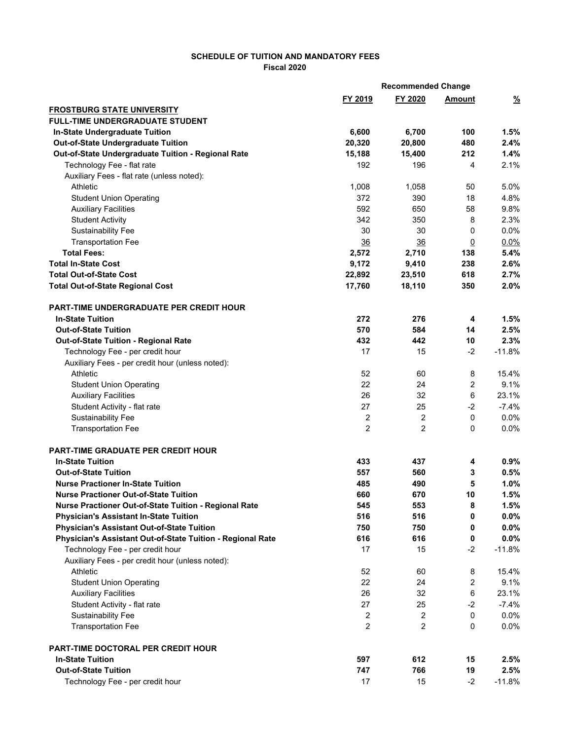# SCHEDULE OF TUITION AND MANDATORY FEES

**Fiscal 2020**

| | FY 2019 | FY 2020 | Recommended Change Amount | Recommended Change % |
|---|---|---|---|---|
| **FROSTBURG STATE UNIVERSITY** | | | | |
| **FULL-TIME UNDERGRADUATE STUDENT** | | | | |
| **In-State Undergraduate Tuition** | **6,600** | **6,700** | **100** | **1.5%** |
| **Out-of-State Undergraduate Tuition** | **20,320** | **20,800** | **480** | **2.4%** |
| **Out-of-State Undergraduate Tuition - Regional Rate** | **15,188** | **15,400** | **212** | **1.4%** |
| Technology Fee - flat rate | 192 | 196 | 4 | 2.1% |
| Auxiliary Fees - flat rate (unless noted): | | | | |
| Athletic | 1,008 | 1,058 | 50 | 5.0% |
| Student Union Operating | 372 | 390 | 18 | 4.8% |
| Auxiliary Facilities | 592 | 650 | 58 | 9.8% |
| Student Activity | 342 | 350 | 8 | 2.3% |
| Sustainability Fee | 30 | 30 | 0 | 0.0% |
| Transportation Fee | 36 | 36 | 0 | 0.0% |
| **Total Fees:** | **2,572** | **2,710** | **138** | **5.4%** |
| **Total In-State Cost** | **9,172** | **9,410** | **238** | **2.6%** |
| **Total Out-of-State Cost** | **22,892** | **23,510** | **618** | **2.7%** |
| **Total Out-of-State Regional Cost** | **17,760** | **18,110** | **350** | **2.0%** |
| **PART-TIME UNDERGRADUATE PER CREDIT HOUR** | | | | |
| **In-State Tuition** | **272** | **276** | **4** | **1.5%** |
| **Out-of-State Tuition** | **570** | **584** | **14** | **2.5%** |
| **Out-of-State Tuition - Regional Rate** | **432** | **442** | **10** | **2.3%** |
| Technology Fee - per credit hour | 17 | 15 | -2 | -11.8% |
| Auxiliary Fees - per credit hour (unless noted): | | | | |
| Athletic | 52 | 60 | 8 | 15.4% |
| Student Union Operating | 22 | 24 | 2 | 9.1% |
| Auxiliary Facilities | 26 | 32 | 6 | 23.1% |
| Student Activity - flat rate | 27 | 25 | -2 | -7.4% |
| Sustainability Fee | 2 | 2 | 0 | 0.0% |
| Transportation Fee | 2 | 2 | 0 | 0.0% |
| **PART-TIME GRADUATE PER CREDIT HOUR** | | | | |
| **In-State Tuition** | **433** | **437** | **4** | **0.9%** |
| **Out-of-State Tuition** | **557** | **560** | **3** | **0.5%** |
| **Nurse Practioner In-State Tuition** | **485** | **490** | **5** | **1.0%** |
| **Nurse Practioner Out-of-State Tuition** | **660** | **670** | **10** | **1.5%** |
| **Nurse Practioner Out-of-State Tuition - Regional Rate** | **545** | **553** | **8** | **1.5%** |
| **Physician's Assistant In-State Tuition** | **516** | **516** | **0** | **0.0%** |
| **Physician's Assistant Out-of-State Tuition** | **750** | **750** | **0** | **0.0%** |
| **Physician's Assistant Out-of-State Tuition - Regional Rate** | **616** | **616** | **0** | **0.0%** |
| Technology Fee - per credit hour | 17 | 15 | -2 | -11.8% |
| Auxiliary Fees - per credit hour (unless noted): | | | | |
| Athletic | 52 | 60 | 8 | 15.4% |
| Student Union Operating | 22 | 24 | 2 | 9.1% |
| Auxiliary Facilities | 26 | 32 | 6 | 23.1% |
| Student Activity - flat rate | 27 | 25 | -2 | -7.4% |
| Sustainability Fee | 2 | 2 | 0 | 0.0% |
| Transportation Fee | 2 | 2 | 0 | 0.0% |
| **PART-TIME DOCTORAL PER CREDIT HOUR** | | | | |
| **In-State Tuition** | **597** | **612** | **15** | **2.5%** |
| **Out-of-State Tuition** | **747** | **766** | **19** | **2.5%** |
| Technology Fee - per credit hour | 17 | 15 | -2 | -11.8% |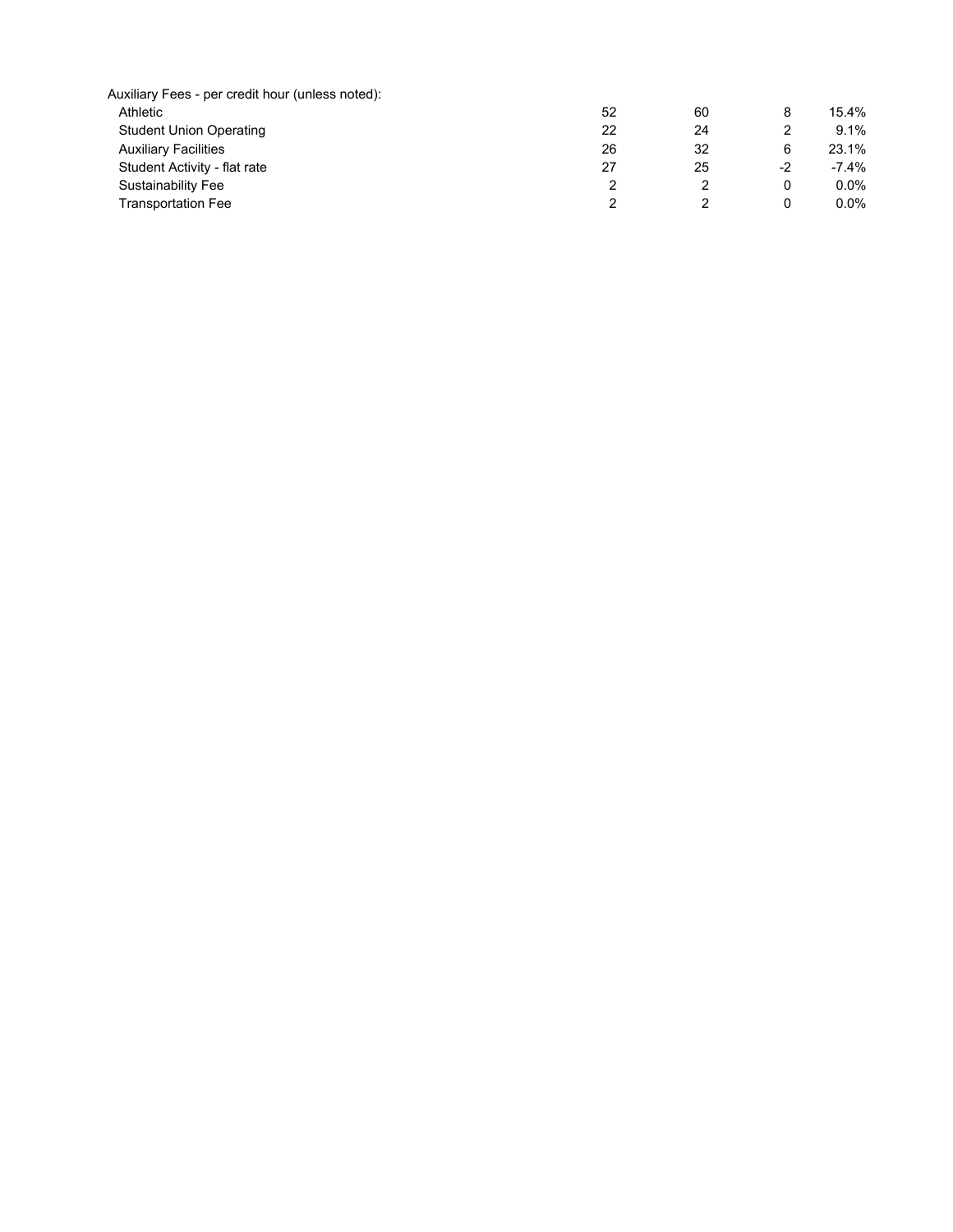| | | | | |
|---|---|---|---|---|
| Auxiliary Fees - per credit hour (unless noted): | | | | |
| Athletic | 52 | 60 | 8 | 15.4% |
| Student Union Operating | 22 | 24 | 2 | 9.1% |
| Auxiliary Facilities | 26 | 32 | 6 | 23.1% |
| Student Activity - flat rate | 27 | 25 | -2 | -7.4% |
| Sustainability Fee | 2 | 2 | 0 | 0.0% |
| Transportation Fee | 2 | 2 | 0 | 0.0% |